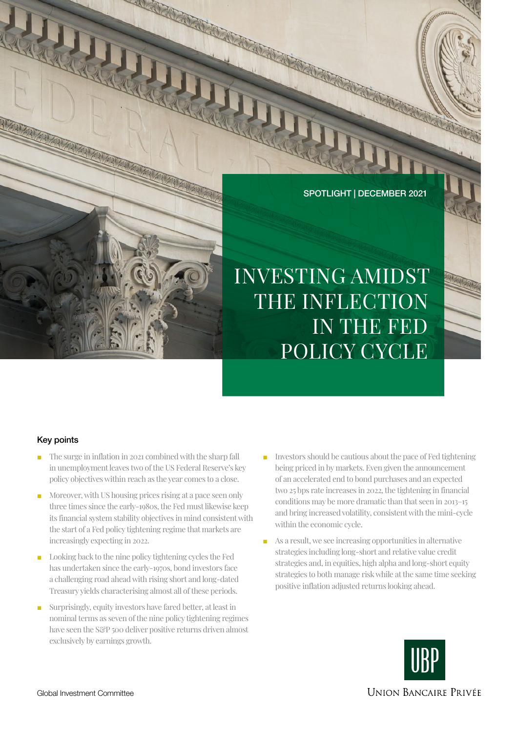SPOTLIGHT | DECEMBER 2021

# INVESTING AMIDST THE INFLECTION IN THE FED POLICY CYCLE

### Key points

- The surge in inflation in 2021 combined with the sharp fall in unemployment leaves two of the US Federal Reserve's key policy objectives within reach as the year comes to a close.
- Moreover, with US housing prices rising at a pace seen only three times since the early-1980s, the Fed must likewise keep its financial system stability objectives in mind consistent with the start of a Fed policy tightening regime that markets are increasingly expecting in 2022.
- Looking back to the nine policy tightening cycles the Fed has undertaken since the early-1970s, bond investors face a challenging road ahead with rising short and long-dated Treasury yields characterising almost all of these periods.
- Surprisingly, equity investors have fared better, at least in nominal terms as seven of the nine policy tightening regimes have seen the S&P 500 deliver positive returns driven almost exclusively by earnings growth.
- Investors should be cautious about the pace of Fed tightening being priced in by markets. Even given the announcement of an accelerated end to bond purchases and an expected two 25 bps rate increases in 2022, the tightening in financial conditions may be more dramatic than that seen in 2013–15 and bring increased volatility, consistent with the mini-cycle within the economic cycle.
- As a result, we see increasing opportunities in alternative strategies including long-short and relative value credit strategies and, in equities, high alpha and long-short equity strategies to both manage risk while at the same time seeking positive inflation adjusted returns looking ahead.

Global Investment Committee

UBP
Union Bancaire Privée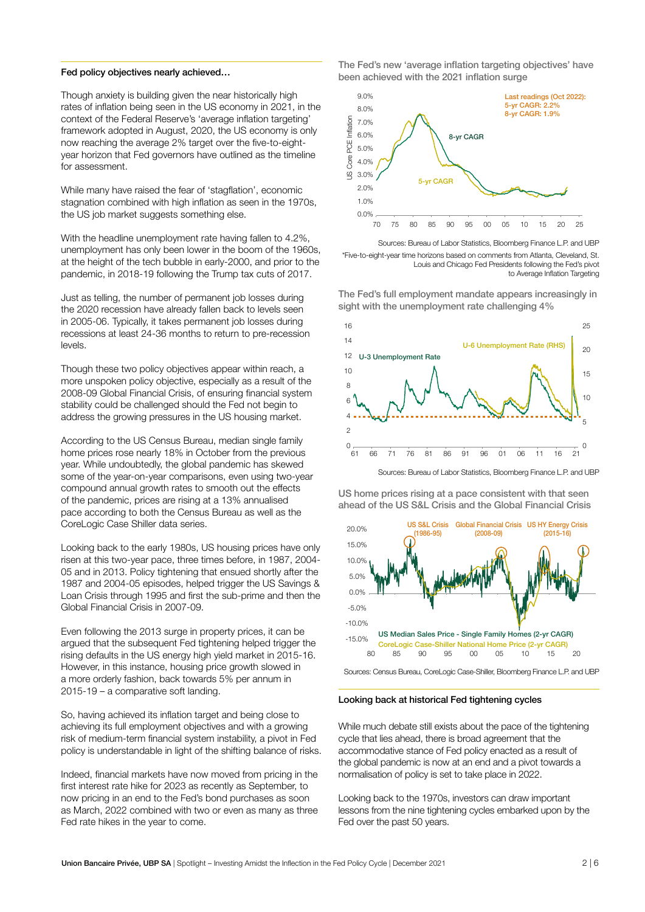**Fed policy objectives nearly achieved…**

Though anxiety is building given the near historically high rates of inflation being seen in the US economy in 2021, in the context of the Federal Reserve's 'average inflation targeting' framework adopted in August, 2020, the US economy is only now reaching the average 2% target over the five-to-eight-year horizon that Fed governors have outlined as the timeline for assessment.

While many have raised the fear of 'stagflation', economic stagnation combined with high inflation as seen in the 1970s, the US job market suggests something else.

With the headline unemployment rate having fallen to 4.2%, unemployment has only been lower in the boom of the 1960s, at the height of the tech bubble in early-2000, and prior to the pandemic, in 2018-19 following the Trump tax cuts of 2017.

Just as telling, the number of permanent job losses during the 2020 recession have already fallen back to levels seen in 2005-06. Typically, it takes permanent job losses during recessions at least 24-36 months to return to pre-recession levels.

Though these two policy objectives appear within reach, a more unspoken policy objective, especially as a result of the 2008-09 Global Financial Crisis, of ensuring financial system stability could be challenged should the Fed not begin to address the growing pressures in the US housing market.

According to the US Census Bureau, median single family home prices rose nearly 18% in October from the previous year. While undoubtedly, the global pandemic has skewed some of the year-on-year comparisons, even using two-year compound annual growth rates to smooth out the effects of the pandemic, prices are rising at a 13% annualised pace according to both the Census Bureau as well as the CoreLogic Case Shiller data series.

Looking back to the early 1980s, US housing prices have only risen at this two-year pace, three times before, in 1987, 2004-05 and in 2013. Policy tightening that ensued shortly after the 1987 and 2004-05 episodes, helped trigger the US Savings & Loan Crisis through 1995 and first the sub-prime and then the Global Financial Crisis in 2007-09.

Even following the 2013 surge in property prices, it can be argued that the subsequent Fed tightening helped trigger the rising defaults in the US energy high yield market in 2015-16. However, in this instance, housing price growth slowed in a more orderly fashion, back towards 5% per annum in 2015-19 – a comparative soft landing.

So, having achieved its inflation target and being close to achieving its full employment objectives and with a growing risk of medium-term financial system instability, a pivot in Fed policy is understandable in light of the shifting balance of risks.

Indeed, financial markets have now moved from pricing in the first interest rate hike for 2023 as recently as September, to now pricing in an end to the Fed's bond purchases as soon as March, 2022 combined with two or even as many as three Fed rate hikes in the year to come.

The Fed's new 'average inflation targeting objectives' have been achieved with the 2021 inflation surge

Sources: Bureau of Labor Statistics, Bloomberg Finance L.P. and UBP

*Five-to-eight-year time horizons based on comments from Atlanta, Cleveland, St. Louis and Chicago Fed Presidents following the Fed's pivot to Average Inflation Targeting

The Fed's full employment mandate appears increasingly in sight with the unemployment rate challenging 4%

Sources: Bureau of Labor Statistics, Bloomberg Finance L.P. and UBP

US home prices rising at a pace consistent with that seen ahead of the US S&L Crisis and the Global Financial Crisis

Sources: Census Bureau, CoreLogic Case-Shiller, Bloomberg Finance L.P. and UBP

**Looking back at historical Fed tightening cycles**

While much debate still exists about the pace of the tightening cycle that lies ahead, there is broad agreement that the accommodative stance of Fed policy enacted as a result of the global pandemic is now at an end and a pivot towards a normalisation of policy is set to take place in 2022.

Looking back to the 1970s, investors can draw important lessons from the nine tightening cycles embarked upon by the Fed over the past 50 years.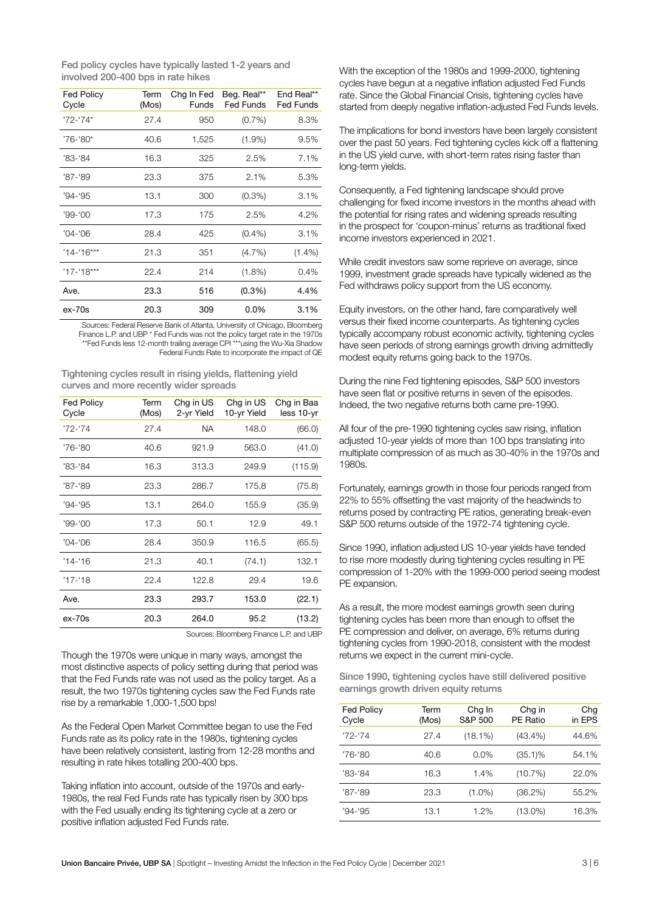Fed policy cycles have typically lasted 1-2 years and involved 200-400 bps in rate hikes

| Fed Policy Cycle | Term (Mos) | Chg In Fed Funds | Beg. Real** Fed Funds | End Real** Fed Funds |
|---|---|---|---|---|
| '72-'74* | 27.4 | 950 | (0.7%) | 8.3% |
| '76-'80* | 40.6 | 1,525 | (1.9%) | 9.5% |
| '83-'84 | 16.3 | 325 | 2.5% | 7.1% |
| '87-'89 | 23.3 | 375 | 2.1% | 5.3% |
| '94-'95 | 13.1 | 300 | (0.3%) | 3.1% |
| '99-'00 | 17.3 | 175 | 2.5% | 4.2% |
| '04-'06 | 28.4 | 425 | (0.4%) | 3.1% |
| '14-'16*** | 21.3 | 351 | (4.7%) | (1.4%) |
| '17-'18*** | 22.4 | 214 | (1.8%) | 0.4% |
| Ave. | 23.3 | 516 | (0.3%) | 4.4% |
| ex-70s | 20.3 | 309 | 0.0% | 3.1% |

Sources: Federal Reserve Bank of Atlanta, University of Chicago, Bloomberg Finance L.P. and UBP * Fed Funds was not the policy target rate in the 1970s **Fed Funds less 12-month trailing average CPI ***using the Wu-Xia Shadow Federal Funds Rate to incorporate the impact of QE

Tightening cycles result in rising yields, flattening yield curves and more recently wider spreads

| Fed Policy Cycle | Term (Mos) | Chg in US 2-yr Yield | Chg in US 10-yr Yield | Chg in Baa less 10-yr |
|---|---|---|---|---|
| '72-'74 | 27.4 | NA | 148.0 | (66.0) |
| '76-'80 | 40.6 | 921.9 | 563.0 | (41.0) |
| '83-'84 | 16.3 | 313.3 | 249.9 | (115.9) |
| '87-'89 | 23.3 | 286.7 | 175.8 | (75.8) |
| '94-'95 | 13.1 | 264.0 | 155.9 | (35.9) |
| '99-'00 | 17.3 | 50.1 | 12.9 | 49.1 |
| '04-'06 | 28.4 | 350.9 | 116.5 | (65.5) |
| '14-'16 | 21.3 | 40.1 | (74.1) | 132.1 |
| '17-'18 | 22.4 | 122.8 | 29.4 | 19.6 |
| Ave. | 23.3 | 293.7 | 153.0 | (22.1) |
| ex-70s | 20.3 | 264.0 | 95.2 | (13.2) |

Sources: Bloomberg Finance L.P. and UBP

Though the 1970s were unique in many ways, amongst the most distinctive aspects of policy setting during that period was that the Fed Funds rate was not used as the policy target. As a result, the two 1970s tightening cycles saw the Fed Funds rate rise by a remarkable 1,000-1,500 bps!

As the Federal Open Market Committee began to use the Fed Funds rate as its policy rate in the 1980s, tightening cycles have been relatively consistent, lasting from 12-28 months and resulting in rate hikes totalling 200-400 bps.

Taking inflation into account, outside of the 1970s and early-1980s, the real Fed Funds rate has typically risen by 300 bps with the Fed usually ending its tightening cycle at a zero or positive inflation adjusted Fed Funds rate.

With the exception of the 1980s and 1999-2000, tightening cycles have begun at a negative inflation adjusted Fed Funds rate. Since the Global Financial Crisis, tightening cycles have started from deeply negative inflation-adjusted Fed Funds levels.

The implications for bond investors have been largely consistent over the past 50 years. Fed tightening cycles kick off a flattening in the US yield curve, with short-term rates rising faster than long-term yields.

Consequently, a Fed tightening landscape should prove challenging for fixed income investors in the months ahead with the potential for rising rates and widening spreads resulting in the prospect for 'coupon-minus' returns as traditional fixed income investors experienced in 2021.

While credit investors saw some reprieve on average, since 1999, investment grade spreads have typically widened as the Fed withdraws policy support from the US economy.

Equity investors, on the other hand, fare comparatively well versus their fixed income counterparts. As tightening cycles typically accompany robust economic activity, tightening cycles have seen periods of strong earnings growth driving admittedly modest equity returns going back to the 1970s.

During the nine Fed tightening episodes, S&P 500 investors have seen flat or positive returns in seven of the episodes. Indeed, the two negative returns both came pre-1990.

All four of the pre-1990 tightening cycles saw rising, inflation adjusted 10-year yields of more than 100 bps translating into multiplate compression of as much as 30-40% in the 1970s and 1980s.

Fortunately, earnings growth in those four periods ranged from 22% to 55% offsetting the vast majority of the headwinds to returns posed by contracting PE ratios, generating break-even S&P 500 returns outside of the 1972-74 tightening cycle.

Since 1990, inflation adjusted US 10-year yields have tended to rise more modestly during tightening cycles resulting in PE compression of 1-20% with the 1999-000 period seeing modest PE expansion.

As a result, the more modest earnings growth seen during tightening cycles has been more than enough to offset the PE compression and deliver, on average, 6% returns during tightening cycles from 1990-2018, consistent with the modest returns we expect in the current mini-cycle.

Since 1990, tightening cycles have still delivered positive earnings growth driven equity returns

| Fed Policy Cycle | Term (Mos) | Chg In S&P 500 | Chg in PE Ratio | Chg in EPS |
|---|---|---|---|---|
| '72-'74 | 27.4 | (18.1%) | (43.4%) | 44.6% |
| '76-'80 | 40.6 | 0.0% | (35.1)% | 54.1% |
| '83-'84 | 16.3 | 1.4% | (10.7%) | 22.0% |
| '87-'89 | 23.3 | (1.0%) | (36.2%) | 55.2% |
| '94-'95 | 13.1 | 1.2% | (13.0%) | 16.3% |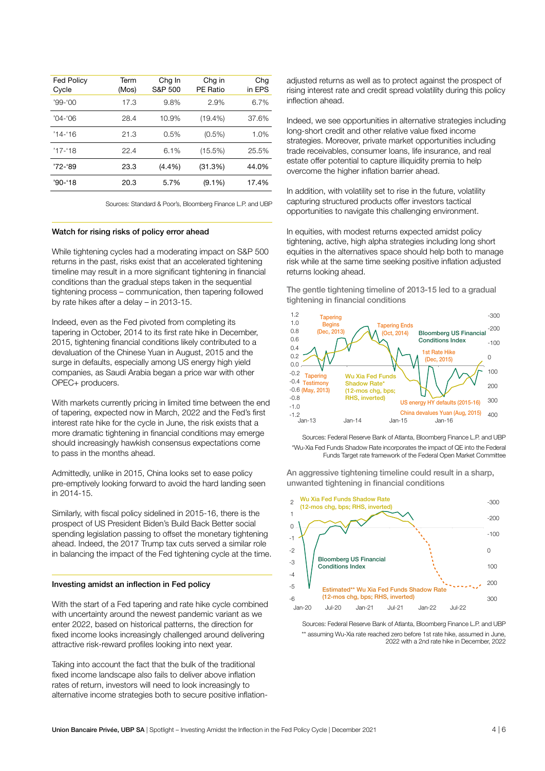| Fed Policy Cycle | Term (Mos) | Chg In S&P 500 | Chg in PE Ratio | Chg in EPS |
|---|---|---|---|---|
| '99-'00 | 17.3 | 9.8% | 2.9% | 6.7% |
| '04-'06 | 28.4 | 10.9% | (19.4%) | 37.6% |
| '14-'16 | 21.3 | 0.5% | (0.5%) | 1.0% |
| '17-'18 | 22.4 | 6.1% | (15.5%) | 25.5% |
| '72-'89 | 23.3 | (4.4%) | (31.3%) | 44.0% |
| '90-'18 | 20.3 | 5.7% | (9.1%) | 17.4% |

Sources: Standard & Poor's, Bloomberg Finance L.P. and UBP

### Watch for rising risks of policy error ahead

While tightening cycles had a moderating impact on S&P 500 returns in the past, risks exist that an accelerated tightening timeline may result in a more significant tightening in financial conditions than the gradual steps taken in the sequential tightening process – communication, then tapering followed by rate hikes after a delay – in 2013-15.

Indeed, even as the Fed pivoted from completing its tapering in October, 2014 to its first rate hike in December, 2015, tightening financial conditions likely contributed to a devaluation of the Chinese Yuan in August, 2015 and the surge in defaults, especially among US energy high yield companies, as Saudi Arabia began a price war with other OPEC+ producers.

With markets currently pricing in limited time between the end of tapering, expected now in March, 2022 and the Fed's first interest rate hike for the cycle in June, the risk exists that a more dramatic tightening in financial conditions may emerge should increasingly hawkish consensus expectations come to pass in the months ahead.

Admittedly, unlike in 2015, China looks set to ease policy pre-emptively looking forward to avoid the hard landing seen in 2014-15.

Similarly, with fiscal policy sidelined in 2015-16, there is the prospect of US President Biden's Build Back Better social spending legislation passing to offset the monetary tightening ahead. Indeed, the 2017 Trump tax cuts served a similar role in balancing the impact of the Fed tightening cycle at the time.

### Investing amidst an inflection in Fed policy

With the start of a Fed tapering and rate hike cycle combined with uncertainty around the newest pandemic variant as we enter 2022, based on historical patterns, the direction for fixed income looks increasingly challenged around delivering attractive risk-reward profiles looking into next year.

Taking into account the fact that the bulk of the traditional fixed income landscape also fails to deliver above inflation rates of return, investors will need to look increasingly to alternative income strategies both to secure positive inflation-adjusted returns as well as to protect against the prospect of rising interest rate and credit spread volatility during this policy inflection ahead.

Indeed, we see opportunities in alternative strategies including long-short credit and other relative value fixed income strategies. Moreover, private market opportunities including trade receivables, consumer loans, life insurance, and real estate offer potential to capture illiquidity premia to help overcome the higher inflation barrier ahead.

In addition, with volatility set to rise in the future, volatility capturing structured products offer investors tactical opportunities to navigate this challenging environment.

In equities, with modest returns expected amidst policy tightening, active, high alpha strategies including long short equities in the alternatives space should help both to manage risk while at the same time seeking positive inflation adjusted returns looking ahead.

The gentle tightening timeline of 2013-15 led to a gradual tightening in financial conditions

Sources: Federal Reserve Bank of Atlanta, Bloomberg Finance L.P. and UBP

*Wu-Xia Fed Funds Shadow Rate incorporates the impact of QE into the Federal Funds Target rate framework of the Federal Open Market Committee

An aggressive tightening timeline could result in a sharp, unwanted tightening in financial conditions

Sources: Federal Reserve Bank of Atlanta, Bloomberg Finance L.P. and UBP

** assuming Wu-Xia rate reached zero before 1st rate hike, assumed in June, 2022 with a 2nd rate hike in December, 2022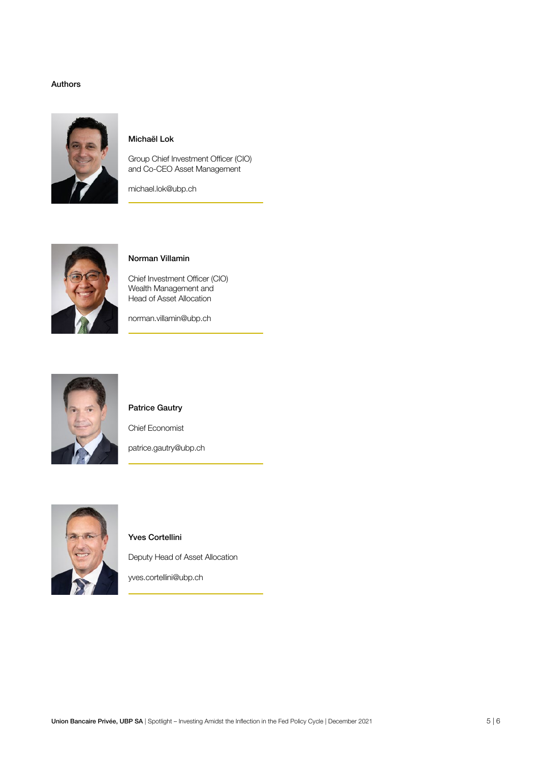## Authors

**Michaël Lok**

Group Chief Investment Officer (CIO) and Co-CEO Asset Management

michael.lok@ubp.ch

**Norman Villamin**

Chief Investment Officer (CIO) Wealth Management and Head of Asset Allocation

norman.villamin@ubp.ch

**Patrice Gautry**

Chief Economist

patrice.gautry@ubp.ch

**Yves Cortellini**

Deputy Head of Asset Allocation

yves.cortellini@ubp.ch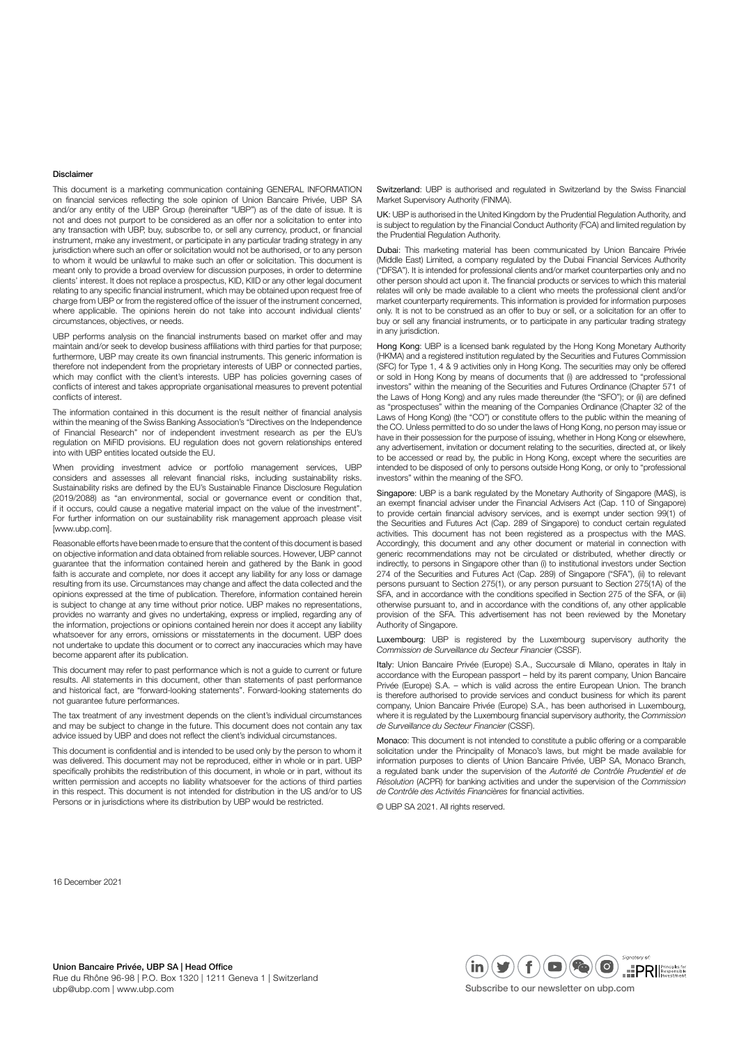## Disclaimer

This document is a marketing communication containing GENERAL INFORMATION on financial services reflecting the sole opinion of Union Bancaire Privée, UBP SA and/or any entity of the UBP Group (hereinafter "UBP") as of the date of issue. It is not and does not purport to be considered as an offer nor a solicitation to enter into any transaction with UBP, buy, subscribe to, or sell any currency, product, or financial instrument, make any investment, or participate in any particular trading strategy in any jurisdiction where such an offer or solicitation would not be authorised, or to any person to whom it would be unlawful to make such an offer or solicitation. This document is meant only to provide a broad overview for discussion purposes, in order to determine clients' interest. It does not replace a prospectus, KID, KIID or any other legal document relating to any specific financial instrument, which may be obtained upon request free of charge from UBP or from the registered office of the issuer of the instrument concerned, where applicable. The opinions herein do not take into account individual clients' circumstances, objectives, or needs.

UBP performs analysis on the financial instruments based on market offer and may maintain and/or seek to develop business affiliations with third parties for that purpose; furthermore, UBP may create its own financial instruments. This generic information is therefore not independent from the proprietary interests of UBP or connected parties, which may conflict with the client's interests. UBP has policies governing cases of conflicts of interest and takes appropriate organisational measures to prevent potential conflicts of interest.

The information contained in this document is the result neither of financial analysis within the meaning of the Swiss Banking Association's "Directives on the Independence of Financial Research" nor of independent investment research as per the EU's regulation on MiFID provisions. EU regulation does not govern relationships entered into with UBP entities located outside the EU.

When providing investment advice or portfolio management services, UBP considers and assesses all relevant financial risks, including sustainability risks. Sustainability risks are defined by the EU's Sustainable Finance Disclosure Regulation (2019/2088) as "an environmental, social or governance event or condition that, if it occurs, could cause a negative material impact on the value of the investment". For further information on our sustainability risk management approach please visit [www.ubp.com].

Reasonable efforts have been made to ensure that the content of this document is based on objective information and data obtained from reliable sources. However, UBP cannot guarantee that the information contained herein and gathered by the Bank in good faith is accurate and complete, nor does it accept any liability for any loss or damage resulting from its use. Circumstances may change and affect the data collected and the opinions expressed at the time of publication. Therefore, information contained herein is subject to change at any time without prior notice. UBP makes no representations, provides no warranty and gives no undertaking, express or implied, regarding any of the information, projections or opinions contained herein nor does it accept any liability whatsoever for any errors, omissions or misstatements in the document. UBP does not undertake to update this document or to correct any inaccuracies which may have become apparent after its publication.

This document may refer to past performance which is not a guide to current or future results. All statements in this document, other than statements of past performance and historical fact, are "forward-looking statements". Forward-looking statements do not guarantee future performances.

The tax treatment of any investment depends on the client's individual circumstances and may be subject to change in the future. This document does not contain any tax advice issued by UBP and does not reflect the client's individual circumstances.

This document is confidential and is intended to be used only by the person to whom it was delivered. This document may not be reproduced, either in whole or in part. UBP specifically prohibits the redistribution of this document, in whole or in part, without its written permission and accepts no liability whatsoever for the actions of third parties in this respect. This document is not intended for distribution in the US and/or to US Persons or in jurisdictions where its distribution by UBP would be restricted.

**Switzerland**: UBP is authorised and regulated in Switzerland by the Swiss Financial Market Supervisory Authority (FINMA).

**UK**: UBP is authorised in the United Kingdom by the Prudential Regulation Authority, and is subject to regulation by the Financial Conduct Authority (FCA) and limited regulation by the Prudential Regulation Authority.

**Dubai**: This marketing material has been communicated by Union Bancaire Privée (Middle East) Limited, a company regulated by the Dubai Financial Services Authority ("DFSA"). It is intended for professional clients and/or market counterparties only and no other person should act upon it. The financial products or services to which this material relates will only be made available to a client who meets the professional client and/or market counterparty requirements. This information is provided for information purposes only. It is not to be construed as an offer to buy or sell, or a solicitation for an offer to buy or sell any financial instruments, or to participate in any particular trading strategy in any jurisdiction.

**Hong Kong**: UBP is a licensed bank regulated by the Hong Kong Monetary Authority (HKMA) and a registered institution regulated by the Securities and Futures Commission (SFC) for Type 1, 4 & 9 activities only in Hong Kong. The securities may only be offered or sold in Hong Kong by means of documents that (i) are addressed to "professional investors" within the meaning of the Securities and Futures Ordinance (Chapter 571 of the Laws of Hong Kong) and any rules made thereunder (the "SFO"); or (ii) are defined as "prospectuses" within the meaning of the Companies Ordinance (Chapter 32 of the Laws of Hong Kong) (the "CO") or constitute offers to the public within the meaning of the CO. Unless permitted to do so under the laws of Hong Kong, no person may issue or have in their possession for the purpose of issuing, whether in Hong Kong or elsewhere, any advertisement, invitation or document relating to the securities, directed at, or likely to be accessed or read by, the public in Hong Kong, except where the securities are intended to be disposed of only to persons outside Hong Kong, or only to "professional investors" within the meaning of the SFO.

**Singapore**: UBP is a bank regulated by the Monetary Authority of Singapore (MAS), is an exempt financial adviser under the Financial Advisers Act (Cap. 110 of Singapore) to provide certain financial advisory services, and is exempt under section 99(1) of the Securities and Futures Act (Cap. 289 of Singapore) to conduct certain regulated activities. This document has not been registered as a prospectus with the MAS. Accordingly, this document and any other document or material in connection with generic recommendations may not be circulated or distributed, whether directly or indirectly, to persons in Singapore other than (i) to institutional investors under Section 274 of the Securities and Futures Act (Cap. 289) of Singapore ("SFA"), (ii) to relevant persons pursuant to Section 275(1), or any person pursuant to Section 275(1A) of the SFA, and in accordance with the conditions specified in Section 275 of the SFA, or (iii) otherwise pursuant to, and in accordance with the conditions of, any other applicable provision of the SFA. This advertisement has not been reviewed by the Monetary Authority of Singapore.

**Luxembourg**: UBP is registered by the Luxembourg supervisory authority the *Commission de Surveillance du Secteur Financier* (CSSF).

**Italy**: Union Bancaire Privée (Europe) S.A., Succursale di Milano, operates in Italy in accordance with the European passport – held by its parent company, Union Bancaire Privée (Europe) S.A. – which is valid across the entire European Union. The branch is therefore authorised to provide services and conduct business for which its parent company, Union Bancaire Privée (Europe) S.A., has been authorised in Luxembourg, where it is regulated by the Luxembourg financial supervisory authority, the *Commission de Surveillance du Secteur Financier* (CSSF).

**Monaco**: This document is not intended to constitute a public offering or a comparable solicitation under the Principality of Monaco's laws, but might be made available for information purposes to clients of Union Bancaire Privée, UBP SA, Monaco Branch, a regulated bank under the supervision of the *Autorité de Contrôle Prudentiel et de Résolution* (ACPR) for banking activities and under the supervision of the *Commission de Contrôle des Activités Financières* for financial activities.

© UBP SA 2021. All rights reserved.

16 December 2021

**Union Bancaire Privée, UBP SA | Head Office**
Rue du Rhône 96-98 | P.O. Box 1320 | 1211 Geneva 1 | Switzerland
ubp@ubp.com | www.ubp.com

Signatory of: PRI Principles for Responsible Investment

Subscribe to our newsletter on ubp.com